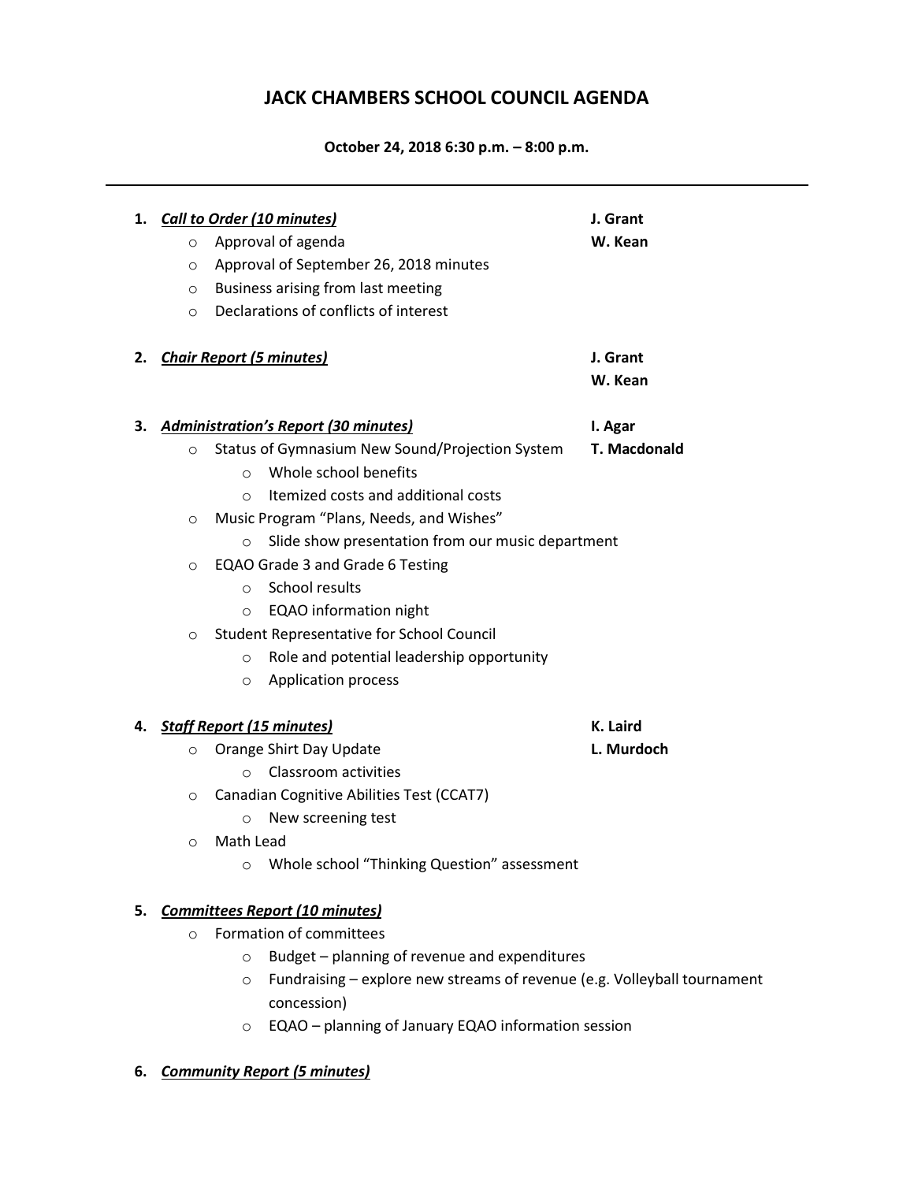# JACK CHAMBERS SCHOOL COUNCIL AGENDA

**October 24, 2018 6:30 p.m. – 8:00 p.m.**

---

1. ***Call to Order (10 minutes)*** — **J. Grant**, **W. Kean**
   - Approval of agenda
   - Approval of September 26, 2018 minutes
   - Business arising from last meeting
   - Declarations of conflicts of interest

2. ***Chair Report (5 minutes)*** — **J. Grant**, **W. Kean**

3. ***Administration's Report (30 minutes)*** — **I. Agar**, **T. Macdonald**
   - Status of Gymnasium New Sound/Projection System
     - Whole school benefits
     - Itemized costs and additional costs
   - Music Program "Plans, Needs, and Wishes"
     - Slide show presentation from our music department
   - EQAO Grade 3 and Grade 6 Testing
     - School results
     - EQAO information night
   - Student Representative for School Council
     - Role and potential leadership opportunity
     - Application process

4. ***Staff Report (15 minutes)*** — **K. Laird**, **L. Murdoch**
   - Orange Shirt Day Update
     - Classroom activities
   - Canadian Cognitive Abilities Test (CCAT7)
     - New screening test
   - Math Lead
     - Whole school "Thinking Question" assessment

5. ***Committees Report (10 minutes)***
   - Formation of committees
     - Budget – planning of revenue and expenditures
     - Fundraising – explore new streams of revenue (e.g. Volleyball tournament concession)
     - EQAO – planning of January EQAO information session

6. ***Community Report (5 minutes)***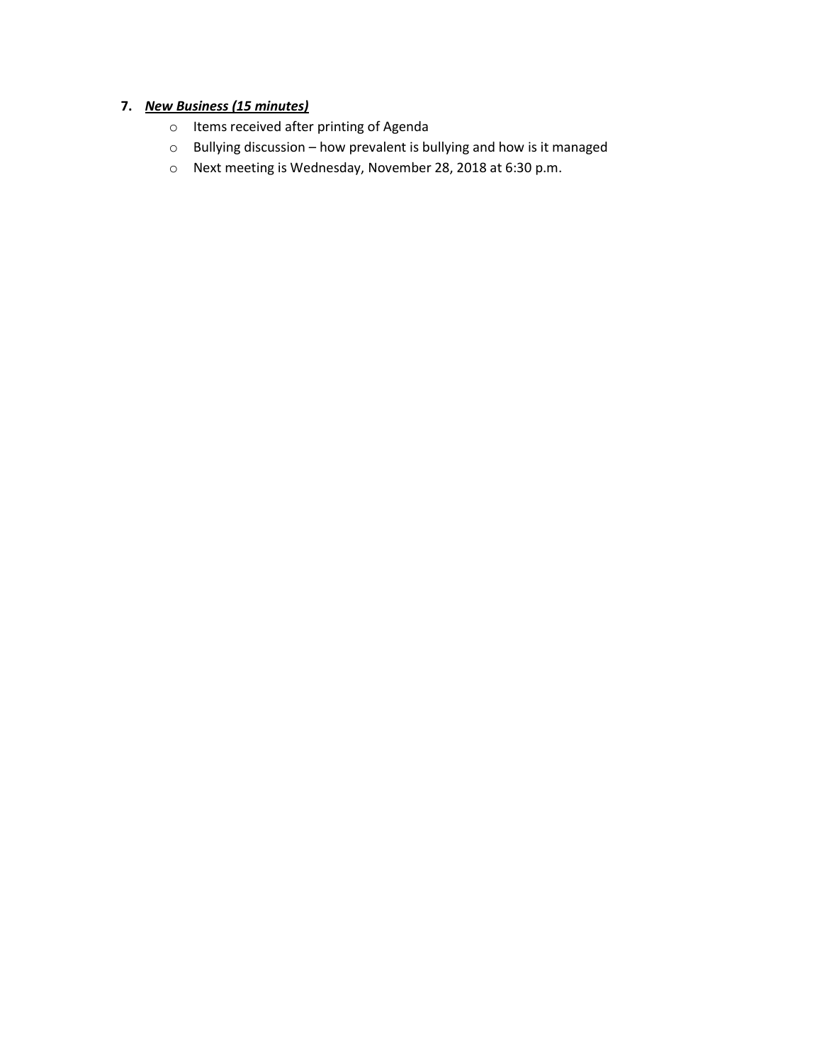7. ***New Business (15 minutes)***
   - Items received after printing of Agenda
   - Bullying discussion – how prevalent is bullying and how is it managed
   - Next meeting is Wednesday, November 28, 2018 at 6:30 p.m.